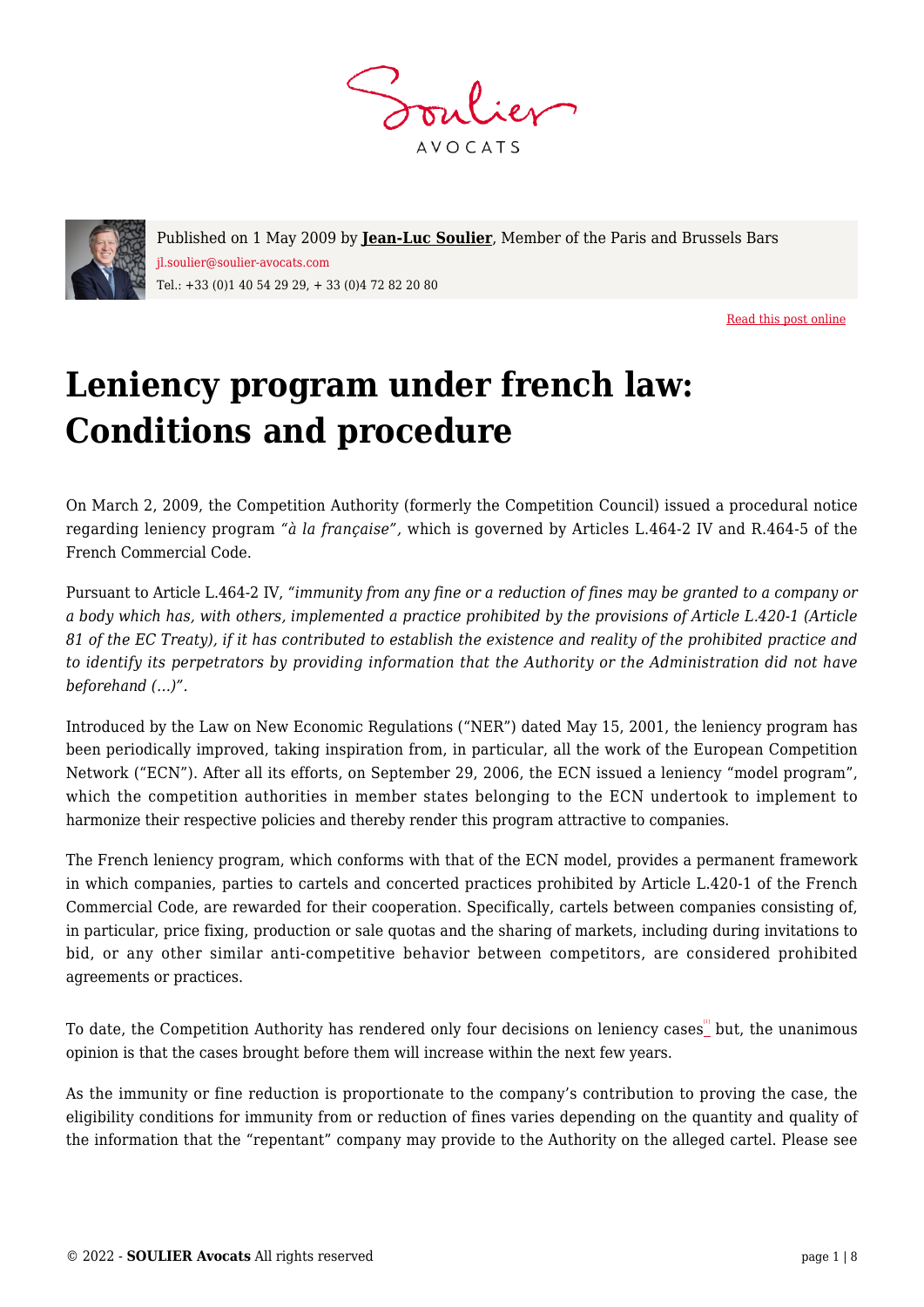Published on 1 May 2009 by **Jean-Luc Soulier**, Member of the Paris and Brussels Bars
jl.soulier@soulier-avocats.com
Tel.: +33 (0)1 40 54 29 29, + 33 (0)4 72 82 20 80

Read this post online

# Leniency program under french law: Conditions and procedure

On March 2, 2009, the Competition Authority (formerly the Competition Council) issued a procedural notice regarding leniency program *"à la française"*, which is governed by Articles L.464-2 IV and R.464-5 of the French Commercial Code.

Pursuant to Article L.464-2 IV, *"immunity from any fine or a reduction of fines may be granted to a company or a body which has, with others, implemented a practice prohibited by the provisions of Article L.420-1 (Article 81 of the EC Treaty), if it has contributed to establish the existence and reality of the prohibited practice and to identify its perpetrators by providing information that the Authority or the Administration did not have beforehand (…)"*.

Introduced by the Law on New Economic Regulations ("NER") dated May 15, 2001, the leniency program has been periodically improved, taking inspiration from, in particular, all the work of the European Competition Network ("ECN"). After all its efforts, on September 29, 2006, the ECN issued a leniency "model program", which the competition authorities in member states belonging to the ECN undertook to implement to harmonize their respective policies and thereby render this program attractive to companies.

The French leniency program, which conforms with that of the ECN model, provides a permanent framework in which companies, parties to cartels and concerted practices prohibited by Article L.420-1 of the French Commercial Code, are rewarded for their cooperation. Specifically, cartels between companies consisting of, in particular, price fixing, production or sale quotas and the sharing of markets, including during invitations to bid, or any other similar anti-competitive behavior between competitors, are considered prohibited agreements or practices.

To date, the Competition Authority has rendered only four decisions on leniency cases[1] but, the unanimous opinion is that the cases brought before them will increase within the next few years.

As the immunity or fine reduction is proportionate to the company's contribution to proving the case, the eligibility conditions for immunity from or reduction of fines varies depending on the quantity and quality of the information that the "repentant" company may provide to the Authority on the alleged cartel. Please see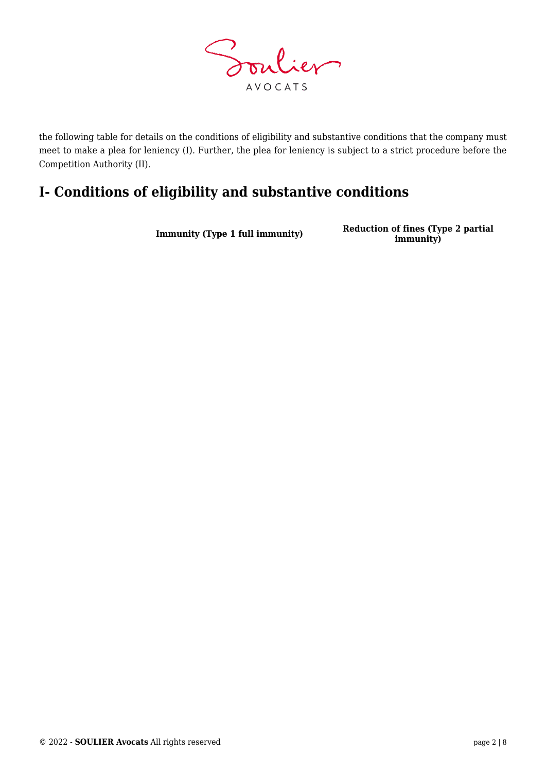the following table for details on the conditions of eligibility and substantive conditions that the company must meet to make a plea for leniency (I). Further, the plea for leniency is subject to a strict procedure before the Competition Authority (II).

## I- Conditions of eligibility and substantive conditions

| | Immunity (Type 1 full immunity) | Reduction of fines (Type 2 partial immunity) |
|---|---|---|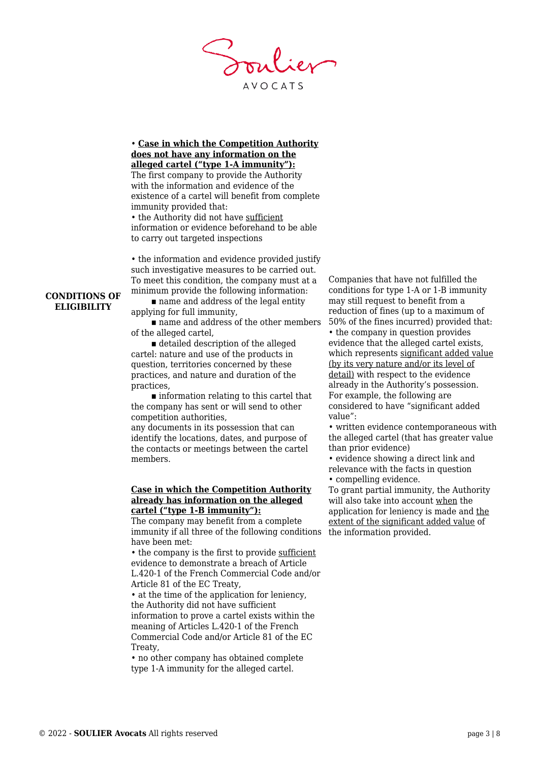**CONDITIONS OF ELIGIBILITY**

• **<u>Case in which the Competition Authority does not have any information on the alleged cartel ("type 1-A immunity"):</u>**
The first company to provide the Authority with the information and evidence of the existence of a cartel will benefit from complete immunity provided that:
• the Authority did not have <u>sufficient</u> information or evidence beforehand to be able to carry out targeted inspections

• the information and evidence provided justify such investigative measures to be carried out. To meet this condition, the company must at a minimum provide the following information:
  ▪ name and address of the legal entity applying for full immunity,
  ▪ name and address of the other members of the alleged cartel,
  ▪ detailed description of the alleged cartel: nature and use of the products in question, territories concerned by these practices, and nature and duration of the practices,
  ▪ information relating to this cartel that the company has sent or will send to other competition authorities,
any documents in its possession that can identify the locations, dates, and purpose of the contacts or meetings between the cartel members.

**<u>Case in which the Competition Authority already has information on the alleged cartel ("type 1-B immunity"):</u>**
The company may benefit from a complete immunity if all three of the following conditions have been met:
• the company is the first to provide <u>sufficient</u> evidence to demonstrate a breach of Article L.420-1 of the French Commercial Code and/or Article 81 of the EC Treaty,
• at the time of the application for leniency, the Authority did not have sufficient information to prove a cartel exists within the meaning of Articles L.420-1 of the French Commercial Code and/or Article 81 of the EC Treaty,
• no other company has obtained complete type 1-A immunity for the alleged cartel.

Companies that have not fulfilled the conditions for type 1-A or 1-B immunity may still request to benefit from a reduction of fines (up to a maximum of 50% of the fines incurred) provided that:
• the company in question provides evidence that the alleged cartel exists, which represents <u>significant added value (by its very nature and/or its level of detail)</u> with respect to the evidence already in the Authority's possession.
For example, the following are considered to have "significant added value":
• written evidence contemporaneous with the alleged cartel (that has greater value than prior evidence)
• evidence showing a direct link and relevance with the facts in question
• compelling evidence.
To grant partial immunity, the Authority will also take into account <u>when</u> the application for leniency is made and <u>the extent of the significant added value</u> of the information provided.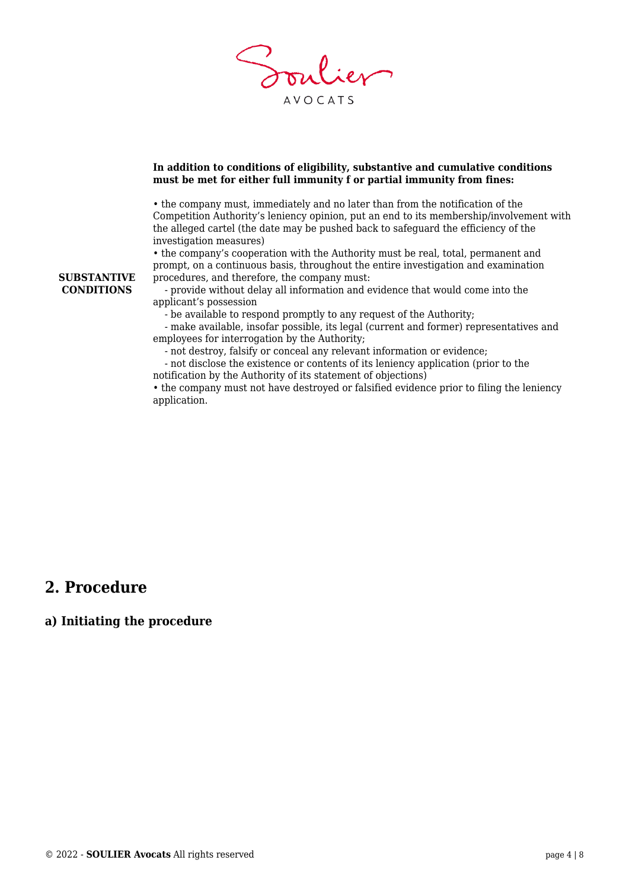| | **In addition to conditions of eligibility, substantive and cumulative conditions must be met for either full immunity f or partial immunity from fines:** |
|---|---|
| **SUBSTANTIVE CONDITIONS** | • the company must, immediately and no later than from the notification of the Competition Authority's leniency opinion, put an end to its membership/involvement with the alleged cartel (the date may be pushed back to safeguard the efficiency of the investigation measures)<br>• the company's cooperation with the Authority must be real, total, permanent and prompt, on a continuous basis, throughout the entire investigation and examination procedures, and therefore, the company must:<br>- provide without delay all information and evidence that would come into the applicant's possession<br>- be available to respond promptly to any request of the Authority;<br>- make available, insofar possible, its legal (current and former) representatives and employees for interrogation by the Authority;<br>- not destroy, falsify or conceal any relevant information or evidence;<br>- not disclose the existence or contents of its leniency application (prior to the notification by the Authority of its statement of objections)<br>• the company must not have destroyed or falsified evidence prior to filing the leniency application. |

## 2. Procedure

### a) Initiating the procedure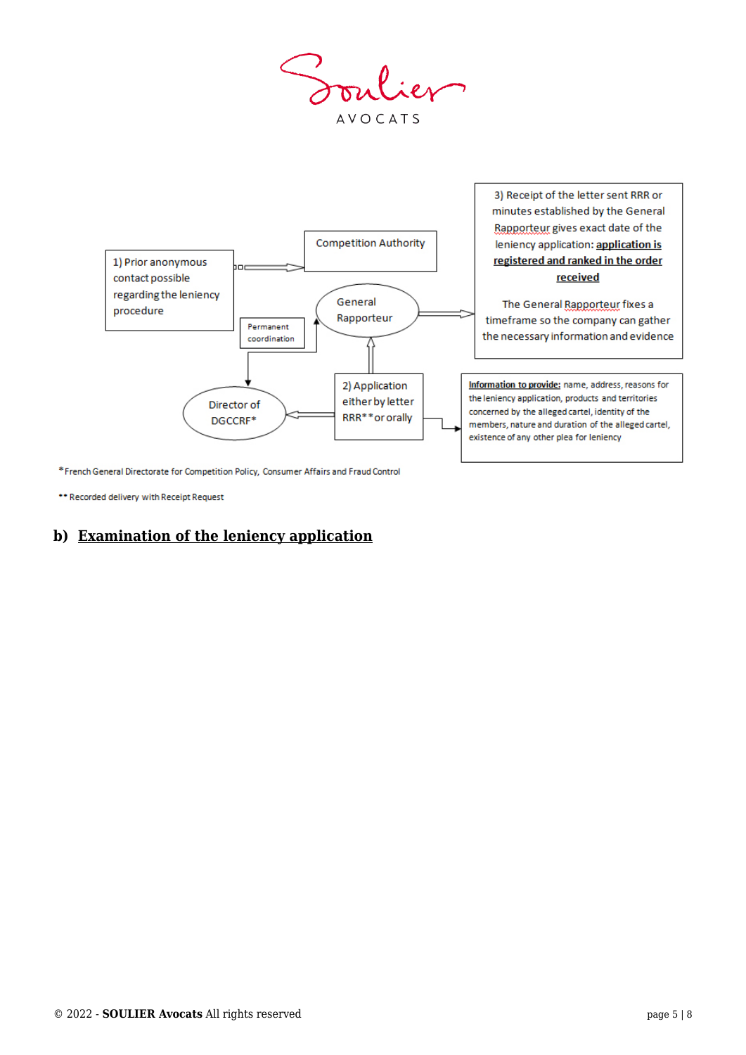1) Prior anonymous contact possible regarding the leniency procedure

Competition Authority

General Rapporteur

Permanent coordination

Director of DGCCRF*

2) Application either by letter RRR** or orally

3) Receipt of the letter sent RRR or minutes established by the General Rapporteur gives exact date of the leniency application: **application is registered and ranked in the order received**

The General Rapporteur fixes a timeframe so the company can gather the necessary information and evidence

**Information to provide:** name, address, reasons for the leniency application, products and territories concerned by the alleged cartel, identity of the members, nature and duration of the alleged cartel, existence of any other plea for leniency

* French General Directorate for Competition Policy, Consumer Affairs and Fraud Control

** Recorded delivery with Receipt Request

## b) Examination of the leniency application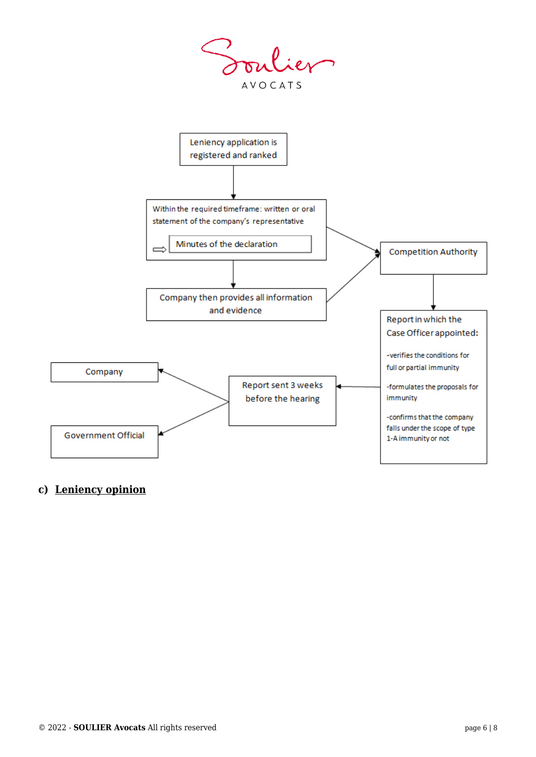Leniency application is registered and ranked

Within the required timeframe: written or oral statement of the company's representative

⇨ Minutes of the declaration

Company then provides all information and evidence

Competition Authority

Report in which the Case Officer appointed:

-verifies the conditions for full or partial immunity

-formulates the proposals for immunity

-confirms that the company falls under the scope of type 1-A immunity or not

Report sent 3 weeks before the hearing

Company

Government Official

### c) **Leniency opinion**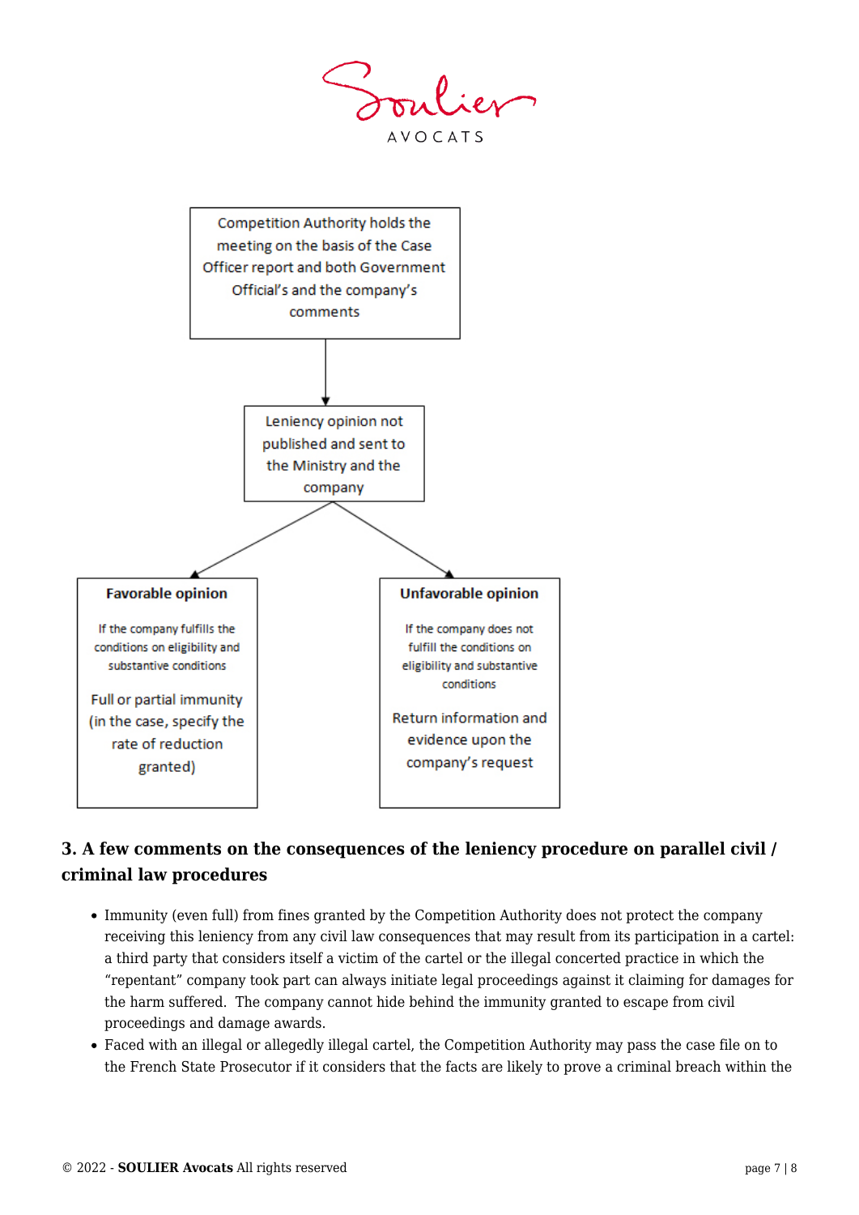Competition Authority holds the meeting on the basis of the Case Officer report and both Government Official's and the company's comments

↓

Leniency opinion not published and sent to the Ministry and the company

| **Favorable opinion** | **Unfavorable opinion** |
| --- | --- |
| If the company fulfills the conditions on eligibility and substantive conditions | If the company does not fulfill the conditions on eligibility and substantive conditions |
| Full or partial immunity (in the case, specify the rate of reduction granted) | Return information and evidence upon the company's request |

### 3. A few comments on the consequences of the leniency procedure on parallel civil / criminal law procedures

- Immunity (even full) from fines granted by the Competition Authority does not protect the company receiving this leniency from any civil law consequences that may result from its participation in a cartel: a third party that considers itself a victim of the cartel or the illegal concerted practice in which the "repentant" company took part can always initiate legal proceedings against it claiming for damages for the harm suffered. The company cannot hide behind the immunity granted to escape from civil proceedings and damage awards.
- Faced with an illegal or allegedly illegal cartel, the Competition Authority may pass the case file on to the French State Prosecutor if it considers that the facts are likely to prove a criminal breach within the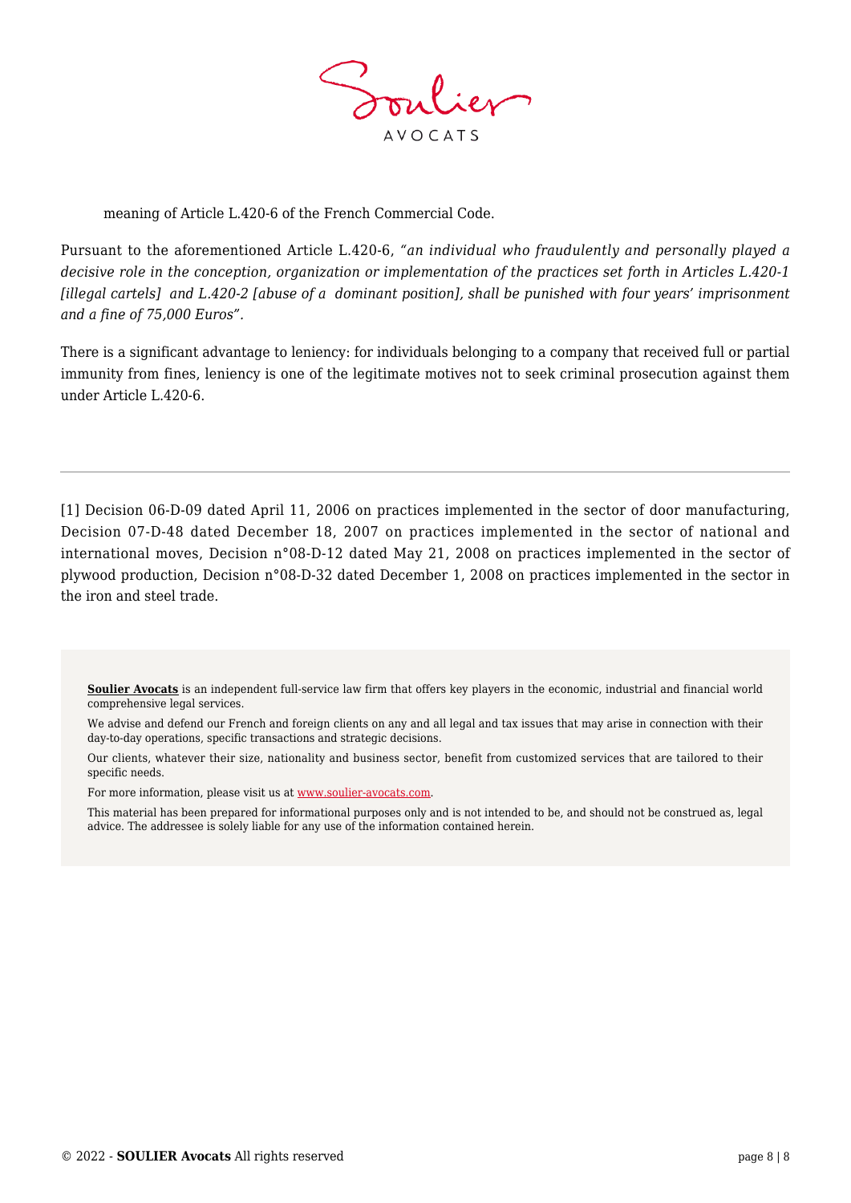meaning of Article L.420-6 of the French Commercial Code.

Pursuant to the aforementioned Article L.420-6, *"an individual who fraudulently and personally played a decisive role in the conception, organization or implementation of the practices set forth in Articles L.420-1 [illegal cartels] and L.420-2 [abuse of a dominant position], shall be punished with four years' imprisonment and a fine of 75,000 Euros".*

There is a significant advantage to leniency: for individuals belonging to a company that received full or partial immunity from fines, leniency is one of the legitimate motives not to seek criminal prosecution against them under Article L.420-6.

---

[1] Decision 06-D-09 dated April 11, 2006 on practices implemented in the sector of door manufacturing, Decision 07-D-48 dated December 18, 2007 on practices implemented in the sector of national and international moves, Decision n°08-D-12 dated May 21, 2008 on practices implemented in the sector of plywood production, Decision n°08-D-32 dated December 1, 2008 on practices implemented in the sector in the iron and steel trade.

**Soulier Avocats** is an independent full-service law firm that offers key players in the economic, industrial and financial world comprehensive legal services.

We advise and defend our French and foreign clients on any and all legal and tax issues that may arise in connection with their day-to-day operations, specific transactions and strategic decisions.

Our clients, whatever their size, nationality and business sector, benefit from customized services that are tailored to their specific needs.

For more information, please visit us at www.soulier-avocats.com.

This material has been prepared for informational purposes only and is not intended to be, and should not be construed as, legal advice. The addressee is solely liable for any use of the information contained herein.